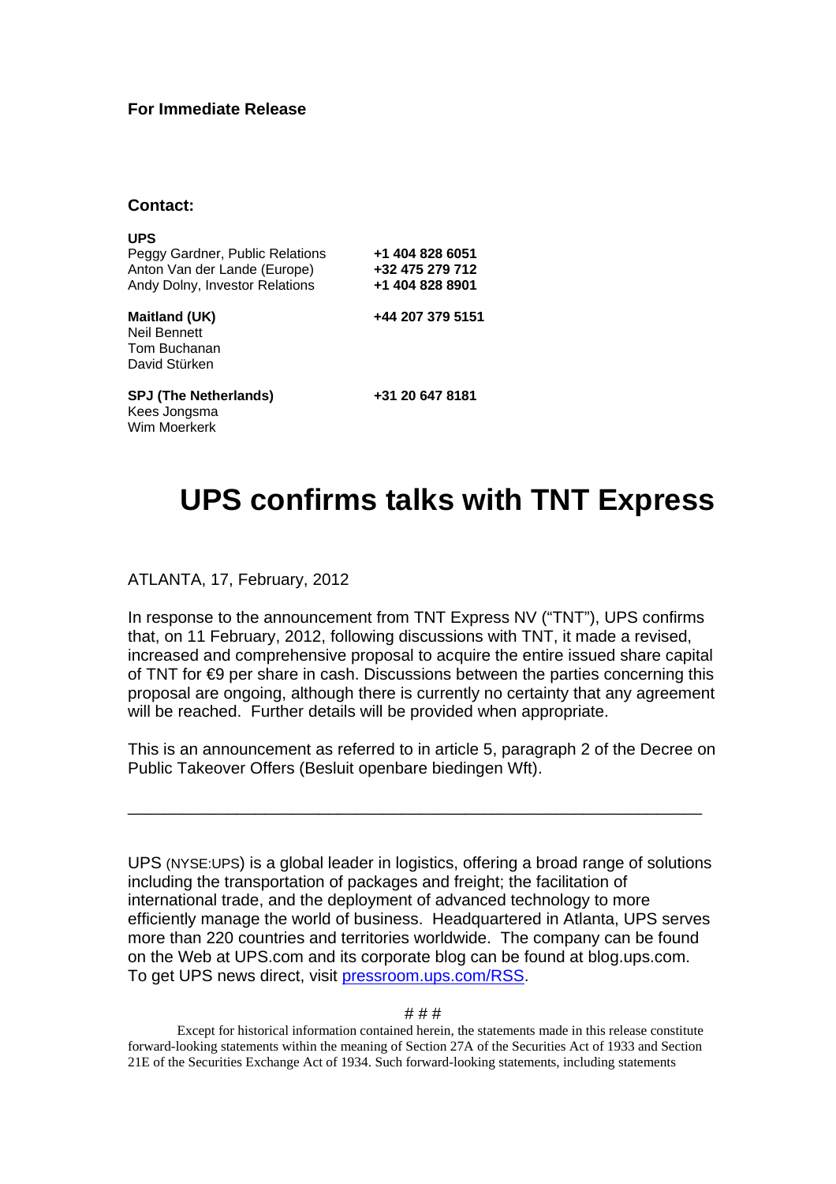**For Immediate Release**

**Contact:**

**UPS**
Peggy Gardner, Public Relations **+1 404 828 6051**
Anton Van der Lande (Europe) **+32 475 279 712**
Andy Dolny, Investor Relations **+1 404 828 8901**

**Maitland (UK)** **+44 207 379 5151**
Neil Bennett
Tom Buchanan
David Stürken

**SPJ (The Netherlands)** **+31 20 647 8181**
Kees Jongsma
Wim Moerkerk

# UPS confirms talks with TNT Express

ATLANTA, 17, February, 2012

In response to the announcement from TNT Express NV ("TNT"), UPS confirms that, on 11 February, 2012, following discussions with TNT, it made a revised, increased and comprehensive proposal to acquire the entire issued share capital of TNT for €9 per share in cash. Discussions between the parties concerning this proposal are ongoing, although there is currently no certainty that any agreement will be reached. Further details will be provided when appropriate.

This is an announcement as referred to in article 5, paragraph 2 of the Decree on Public Takeover Offers (Besluit openbare biedingen Wft).

---

UPS (NYSE:UPS) is a global leader in logistics, offering a broad range of solutions including the transportation of packages and freight; the facilitation of international trade, and the deployment of advanced technology to more efficiently manage the world of business. Headquartered in Atlanta, UPS serves more than 220 countries and territories worldwide. The company can be found on the Web at UPS.com and its corporate blog can be found at blog.ups.com. To get UPS news direct, visit [pressroom.ups.com/RSS](pressroom.ups.com/RSS).

# # #

Except for historical information contained herein, the statements made in this release constitute forward-looking statements within the meaning of Section 27A of the Securities Act of 1933 and Section 21E of the Securities Exchange Act of 1934. Such forward-looking statements, including statements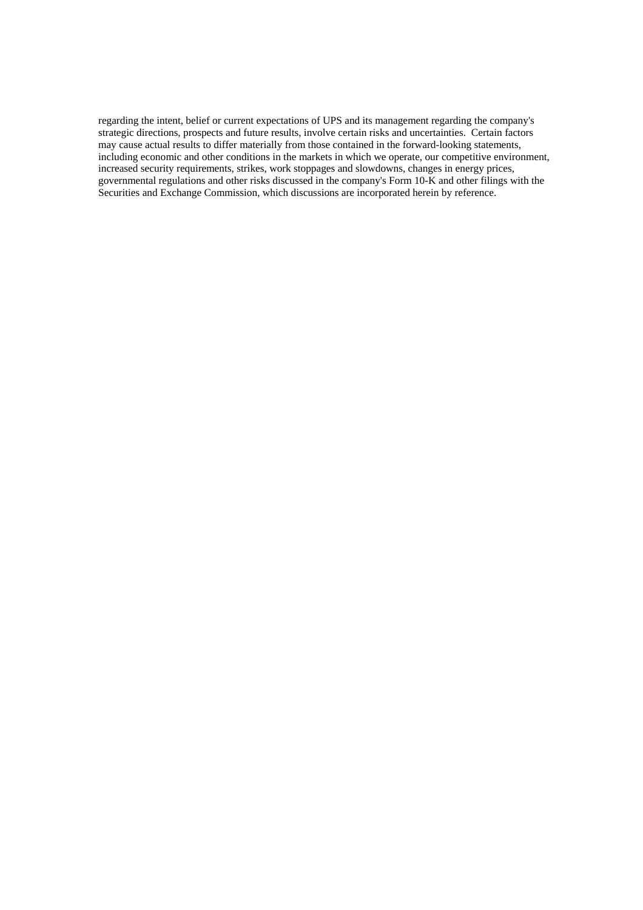regarding the intent, belief or current expectations of UPS and its management regarding the company's strategic directions, prospects and future results, involve certain risks and uncertainties. Certain factors may cause actual results to differ materially from those contained in the forward-looking statements, including economic and other conditions in the markets in which we operate, our competitive environment, increased security requirements, strikes, work stoppages and slowdowns, changes in energy prices, governmental regulations and other risks discussed in the company's Form 10-K and other filings with the Securities and Exchange Commission, which discussions are incorporated herein by reference.